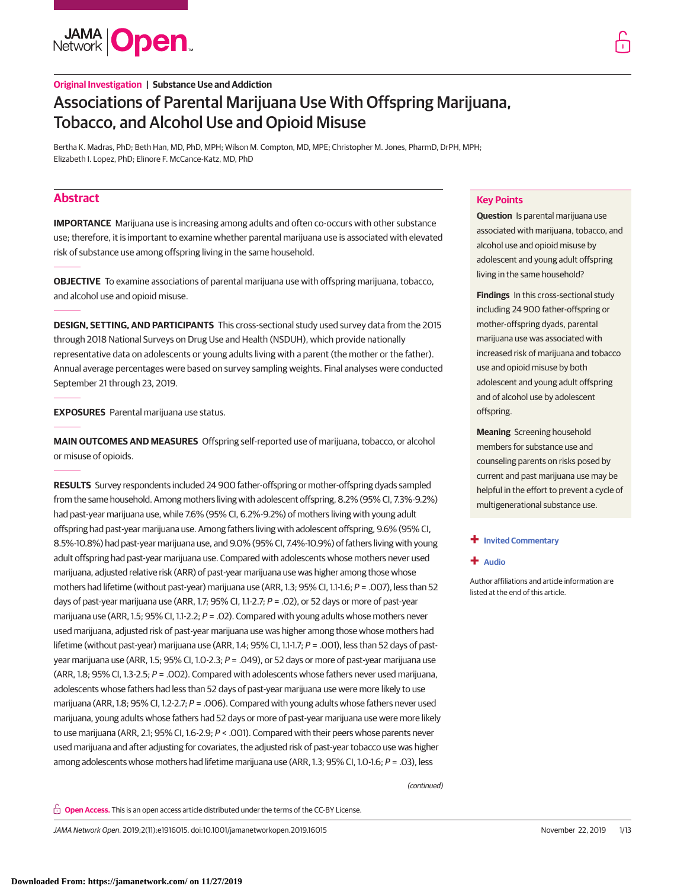Original Investigation | Substance Use and Addiction

# Associations of Parental Marijuana Use With Offspring Marijuana, Tobacco, and Alcohol Use and Opioid Misuse

Bertha K. Madras, PhD; Beth Han, MD, PhD, MPH; Wilson M. Compton, MD, MPE; Christopher M. Jones, PharmD, DrPH, MPH; Elizabeth I. Lopez, PhD; Elinore F. McCance-Katz, MD, PhD

## Abstract

**IMPORTANCE** Marijuana use is increasing among adults and often co-occurs with other substance use; therefore, it is important to examine whether parental marijuana use is associated with elevated risk of substance use among offspring living in the same household.

**OBJECTIVE** To examine associations of parental marijuana use with offspring marijuana, tobacco, and alcohol use and opioid misuse.

**DESIGN, SETTING, AND PARTICIPANTS** This cross-sectional study used survey data from the 2015 through 2018 National Surveys on Drug Use and Health (NSDUH), which provide nationally representative data on adolescents or young adults living with a parent (the mother or the father). Annual average percentages were based on survey sampling weights. Final analyses were conducted September 21 through 23, 2019.

**EXPOSURES** Parental marijuana use status.

**MAIN OUTCOMES AND MEASURES** Offspring self-reported use of marijuana, tobacco, or alcohol or misuse of opioids.

**RESULTS** Survey respondents included 24 900 father-offspring or mother-offspring dyads sampled from the same household. Among mothers living with adolescent offspring, 8.2% (95% CI, 7.3%-9.2%) had past-year marijuana use, while 7.6% (95% CI, 6.2%-9.2%) of mothers living with young adult offspring had past-year marijuana use. Among fathers living with adolescent offspring, 9.6% (95% CI, 8.5%-10.8%) had past-year marijuana use, and 9.0% (95% CI, 7.4%-10.9%) of fathers living with young adult offspring had past-year marijuana use. Compared with adolescents whose mothers never used marijuana, adjusted relative risk (ARR) of past-year marijuana use was higher among those whose mothers had lifetime (without past-year) marijuana use (ARR, 1.3; 95% CI, 1.1-1.6; $P = .007$), less than 52 days of past-year marijuana use (ARR, 1.7; 95% CI, 1.1-2.7; $P = .02$), or 52 days or more of past-year marijuana use (ARR, 1.5; 95% CI, 1.1-2.2; $P = .02$). Compared with young adults whose mothers never used marijuana, adjusted risk of past-year marijuana use was higher among those whose mothers had lifetime (without past-year) marijuana use (ARR, 1.4; 95% CI, 1.1-1.7; $P = .001$), less than 52 days of past-year marijuana use (ARR, 1.5; 95% CI, 1.0-2.3; $P = .049$), or 52 days or more of past-year marijuana use (ARR, 1.8; 95% CI, 1.3-2.5; $P = .002$). Compared with adolescents whose fathers never used marijuana, adolescents whose fathers had less than 52 days of past-year marijuana use were more likely to use marijuana (ARR, 1.8; 95% CI, 1.2-2.7; $P = .006$). Compared with young adults whose fathers never used marijuana, young adults whose fathers had 52 days or more of past-year marijuana use were more likely to use marijuana (ARR, 2.1; 95% CI, 1.6-2.9; $P < .001$). Compared with their peers whose parents never used marijuana and after adjusting for covariates, the adjusted risk of past-year tobacco use was higher among adolescents whose mothers had lifetime marijuana use (ARR, 1.3; 95% CI, 1.0-1.6; $P = .03$), less

*(continued)*

## Key Points

**Question** Is parental marijuana use associated with marijuana, tobacco, and alcohol use and opioid misuse by adolescent and young adult offspring living in the same household?

**Findings** In this cross-sectional study including 24 900 father-offspring or mother-offspring dyads, parental marijuana use was associated with increased risk of marijuana and tobacco use and opioid misuse by both adolescent and young adult offspring and of alcohol use by adolescent offspring.

**Meaning** Screening household members for substance use and counseling parents on risks posed by current and past marijuana use may be helpful in the effort to prevent a cycle of multigenerational substance use.

+ Invited Commentary

+ Audio

Author affiliations and article information are listed at the end of this article.

Open Access. This is an open access article distributed under the terms of the CC-BY License.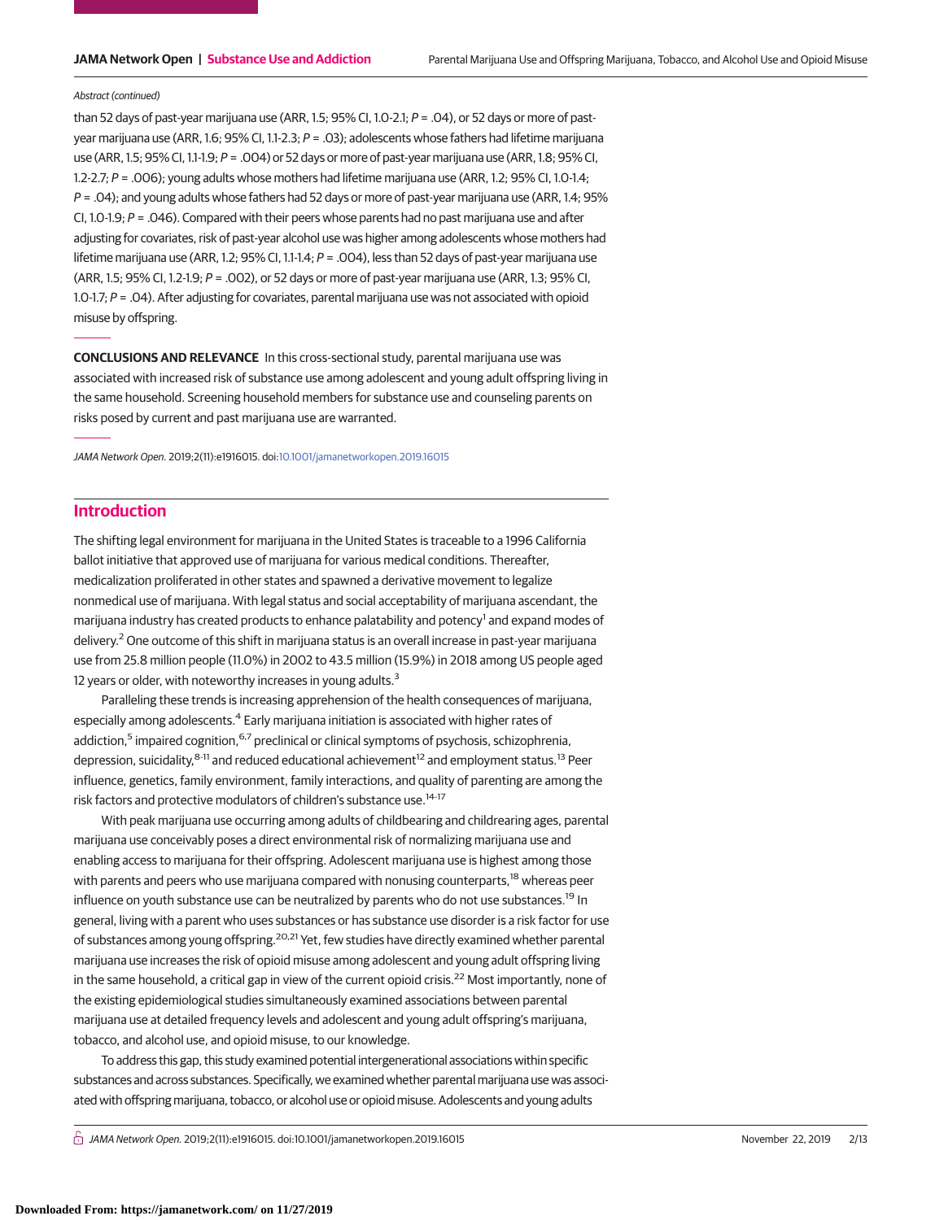*Abstract (continued)*

than 52 days of past-year marijuana use (ARR, 1.5; 95% CI, 1.0-2.1; *P* = .04), or 52 days or more of past-year marijuana use (ARR, 1.6; 95% CI, 1.1-2.3; *P* = .03); adolescents whose fathers had lifetime marijuana use (ARR, 1.5; 95% CI, 1.1-1.9; *P* = .004) or 52 days or more of past-year marijuana use (ARR, 1.8; 95% CI, 1.2-2.7; *P* = .006); young adults whose mothers had lifetime marijuana use (ARR, 1.2; 95% CI, 1.0-1.4; *P* = .04); and young adults whose fathers had 52 days or more of past-year marijuana use (ARR, 1.4; 95% CI, 1.0-1.9; *P* = .046). Compared with their peers whose parents had no past marijuana use and after adjusting for covariates, risk of past-year alcohol use was higher among adolescents whose mothers had lifetime marijuana use (ARR, 1.2; 95% CI, 1.1-1.4; *P* = .004), less than 52 days of past-year marijuana use (ARR, 1.5; 95% CI, 1.2-1.9; *P* = .002), or 52 days or more of past-year marijuana use (ARR, 1.3; 95% CI, 1.0-1.7; *P* = .04). After adjusting for covariates, parental marijuana use was not associated with opioid misuse by offspring.

**CONCLUSIONS AND RELEVANCE** In this cross-sectional study, parental marijuana use was associated with increased risk of substance use among adolescent and young adult offspring living in the same household. Screening household members for substance use and counseling parents on risks posed by current and past marijuana use are warranted.

*JAMA Network Open.* 2019;2(11):e1916015. doi:10.1001/jamanetworkopen.2019.16015

## Introduction

The shifting legal environment for marijuana in the United States is traceable to a 1996 California ballot initiative that approved use of marijuana for various medical conditions. Thereafter, medicalization proliferated in other states and spawned a derivative movement to legalize nonmedical use of marijuana. With legal status and social acceptability of marijuana ascendant, the marijuana industry has created products to enhance palatability and potency[1] and expand modes of delivery.[2] One outcome of this shift in marijuana status is an overall increase in past-year marijuana use from 25.8 million people (11.0%) in 2002 to 43.5 million (15.9%) in 2018 among US people aged 12 years or older, with noteworthy increases in young adults.[3]

Paralleling these trends is increasing apprehension of the health consequences of marijuana, especially among adolescents.[4] Early marijuana initiation is associated with higher rates of addiction,[5] impaired cognition,[6,7] preclinical or clinical symptoms of psychosis, schizophrenia, depression, suicidality,[8-11] and reduced educational achievement[12] and employment status.[13] Peer influence, genetics, family environment, family interactions, and quality of parenting are among the risk factors and protective modulators of children's substance use.[14-17]

With peak marijuana use occurring among adults of childbearing and childrearing ages, parental marijuana use conceivably poses a direct environmental risk of normalizing marijuana use and enabling access to marijuana for their offspring. Adolescent marijuana use is highest among those with parents and peers who use marijuana compared with nonusing counterparts,[18] whereas peer influence on youth substance use can be neutralized by parents who do not use substances.[19] In general, living with a parent who uses substances or has substance use disorder is a risk factor for use of substances among young offspring.[20,21] Yet, few studies have directly examined whether parental marijuana use increases the risk of opioid misuse among adolescent and young adult offspring living in the same household, a critical gap in view of the current opioid crisis.[22] Most importantly, none of the existing epidemiological studies simultaneously examined associations between parental marijuana use at detailed frequency levels and adolescent and young adult offspring's marijuana, tobacco, and alcohol use, and opioid misuse, to our knowledge.

To address this gap, this study examined potential intergenerational associations within specific substances and across substances. Specifically, we examined whether parental marijuana use was associated with offspring marijuana, tobacco, or alcohol use or opioid misuse. Adolescents and young adults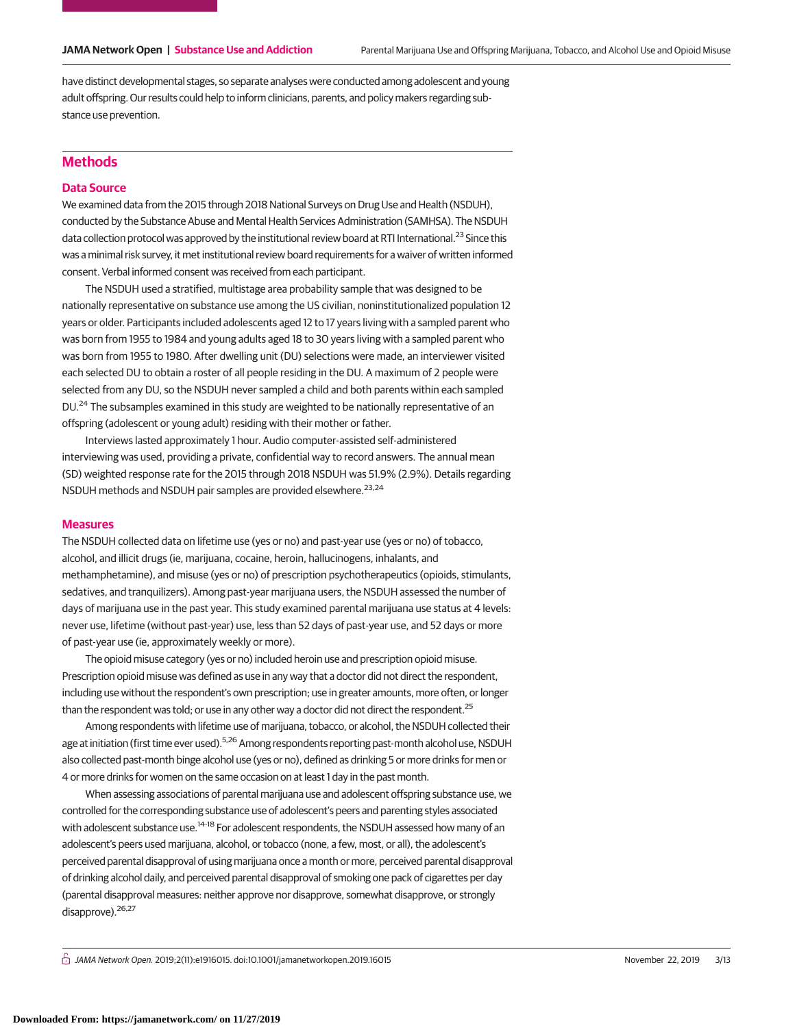have distinct developmental stages, so separate analyses were conducted among adolescent and young adult offspring. Our results could help to inform clinicians, parents, and policy makers regarding substance use prevention.

## Methods

### Data Source

We examined data from the 2015 through 2018 National Surveys on Drug Use and Health (NSDUH), conducted by the Substance Abuse and Mental Health Services Administration (SAMHSA). The NSDUH data collection protocol was approved by the institutional review board at RTI International.[23] Since this was a minimal risk survey, it met institutional review board requirements for a waiver of written informed consent. Verbal informed consent was received from each participant.

The NSDUH used a stratified, multistage area probability sample that was designed to be nationally representative on substance use among the US civilian, noninstitutionalized population 12 years or older. Participants included adolescents aged 12 to 17 years living with a sampled parent who was born from 1955 to 1984 and young adults aged 18 to 30 years living with a sampled parent who was born from 1955 to 1980. After dwelling unit (DU) selections were made, an interviewer visited each selected DU to obtain a roster of all people residing in the DU. A maximum of 2 people were selected from any DU, so the NSDUH never sampled a child and both parents within each sampled DU.[24] The subsamples examined in this study are weighted to be nationally representative of an offspring (adolescent or young adult) residing with their mother or father.

Interviews lasted approximately 1 hour. Audio computer-assisted self-administered interviewing was used, providing a private, confidential way to record answers. The annual mean (SD) weighted response rate for the 2015 through 2018 NSDUH was 51.9% (2.9%). Details regarding NSDUH methods and NSDUH pair samples are provided elsewhere.[23,24]

### Measures

The NSDUH collected data on lifetime use (yes or no) and past-year use (yes or no) of tobacco, alcohol, and illicit drugs (ie, marijuana, cocaine, heroin, hallucinogens, inhalants, and methamphetamine), and misuse (yes or no) of prescription psychotherapeutics (opioids, stimulants, sedatives, and tranquilizers). Among past-year marijuana users, the NSDUH assessed the number of days of marijuana use in the past year. This study examined parental marijuana use status at 4 levels: never use, lifetime (without past-year) use, less than 52 days of past-year use, and 52 days or more of past-year use (ie, approximately weekly or more).

The opioid misuse category (yes or no) included heroin use and prescription opioid misuse. Prescription opioid misuse was defined as use in any way that a doctor did not direct the respondent, including use without the respondent's own prescription; use in greater amounts, more often, or longer than the respondent was told; or use in any other way a doctor did not direct the respondent.[25]

Among respondents with lifetime use of marijuana, tobacco, or alcohol, the NSDUH collected their age at initiation (first time ever used).[5,26] Among respondents reporting past-month alcohol use, NSDUH also collected past-month binge alcohol use (yes or no), defined as drinking 5 or more drinks for men or 4 or more drinks for women on the same occasion on at least 1 day in the past month.

When assessing associations of parental marijuana use and adolescent offspring substance use, we controlled for the corresponding substance use of adolescent's peers and parenting styles associated with adolescent substance use.[14-18] For adolescent respondents, the NSDUH assessed how many of an adolescent's peers used marijuana, alcohol, or tobacco (none, a few, most, or all), the adolescent's perceived parental disapproval of using marijuana once a month or more, perceived parental disapproval of drinking alcohol daily, and perceived parental disapproval of smoking one pack of cigarettes per day (parental disapproval measures: neither approve nor disapprove, somewhat disapprove, or strongly disapprove).[26,27]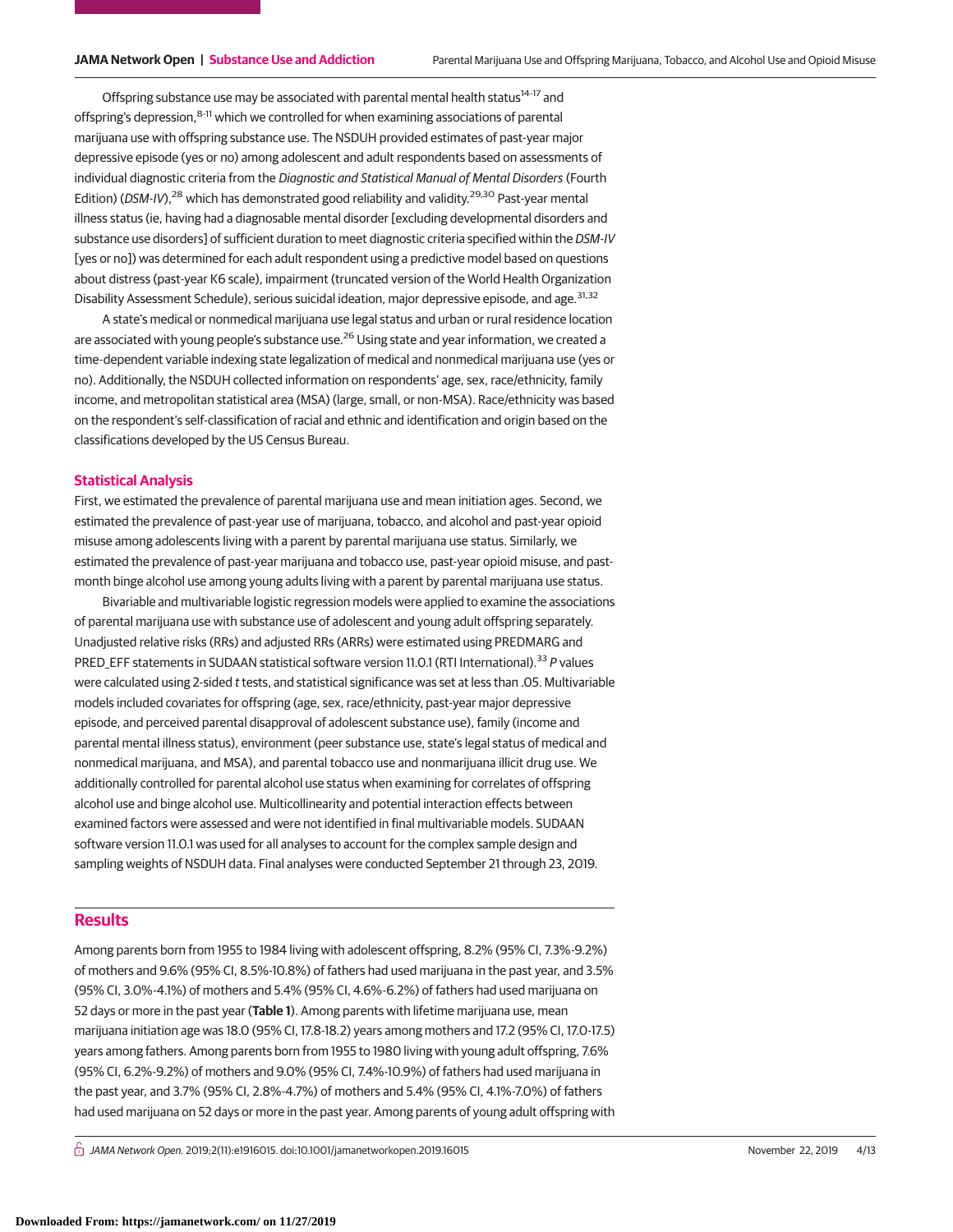Offspring substance use may be associated with parental mental health status[14-17] and offspring's depression,[8-11] which we controlled for when examining associations of parental marijuana use with offspring substance use. The NSDUH provided estimates of past-year major depressive episode (yes or no) among adolescent and adult respondents based on assessments of individual diagnostic criteria from the *Diagnostic and Statistical Manual of Mental Disorders* (Fourth Edition) (*DSM-IV*),[28] which has demonstrated good reliability and validity.[29,30] Past-year mental illness status (ie, having had a diagnosable mental disorder [excluding developmental disorders and substance use disorders] of sufficient duration to meet diagnostic criteria specified within the *DSM-IV* [yes or no]) was determined for each adult respondent using a predictive model based on questions about distress (past-year K6 scale), impairment (truncated version of the World Health Organization Disability Assessment Schedule), serious suicidal ideation, major depressive episode, and age.[31,32]

A state's medical or nonmedical marijuana use legal status and urban or rural residence location are associated with young people's substance use.[26] Using state and year information, we created a time-dependent variable indexing state legalization of medical and nonmedical marijuana use (yes or no). Additionally, the NSDUH collected information on respondents' age, sex, race/ethnicity, family income, and metropolitan statistical area (MSA) (large, small, or non-MSA). Race/ethnicity was based on the respondent's self-classification of racial and ethnic and identification and origin based on the classifications developed by the US Census Bureau.

### Statistical Analysis

First, we estimated the prevalence of parental marijuana use and mean initiation ages. Second, we estimated the prevalence of past-year use of marijuana, tobacco, and alcohol and past-year opioid misuse among adolescents living with a parent by parental marijuana use status. Similarly, we estimated the prevalence of past-year marijuana and tobacco use, past-year opioid misuse, and past-month binge alcohol use among young adults living with a parent by parental marijuana use status.

Bivariable and multivariable logistic regression models were applied to examine the associations of parental marijuana use with substance use of adolescent and young adult offspring separately. Unadjusted relative risks (RRs) and adjusted RRs (ARRs) were estimated using PREDMARG and PRED_EFF statements in SUDAAN statistical software version 11.0.1 (RTI International).[33] *P* values were calculated using 2-sided *t* tests, and statistical significance was set at less than .05. Multivariable models included covariates for offspring (age, sex, race/ethnicity, past-year major depressive episode, and perceived parental disapproval of adolescent substance use), family (income and parental mental illness status), environment (peer substance use, state's legal status of medical and nonmedical marijuana, and MSA), and parental tobacco use and nonmarijuana illicit drug use. We additionally controlled for parental alcohol use status when examining for correlates of offspring alcohol use and binge alcohol use. Multicollinearity and potential interaction effects between examined factors were assessed and were not identified in final multivariable models. SUDAAN software version 11.0.1 was used for all analyses to account for the complex sample design and sampling weights of NSDUH data. Final analyses were conducted September 21 through 23, 2019.

## Results

Among parents born from 1955 to 1984 living with adolescent offspring, 8.2% (95% CI, 7.3%-9.2%) of mothers and 9.6% (95% CI, 8.5%-10.8%) of fathers had used marijuana in the past year, and 3.5% (95% CI, 3.0%-4.1%) of mothers and 5.4% (95% CI, 4.6%-6.2%) of fathers had used marijuana on 52 days or more in the past year (**Table 1**). Among parents with lifetime marijuana use, mean marijuana initiation age was 18.0 (95% CI, 17.8-18.2) years among mothers and 17.2 (95% CI, 17.0-17.5) years among fathers. Among parents born from 1955 to 1980 living with young adult offspring, 7.6% (95% CI, 6.2%-9.2%) of mothers and 9.0% (95% CI, 7.4%-10.9%) of fathers had used marijuana in the past year, and 3.7% (95% CI, 2.8%-4.7%) of mothers and 5.4% (95% CI, 4.1%-7.0%) of fathers had used marijuana on 52 days or more in the past year. Among parents of young adult offspring with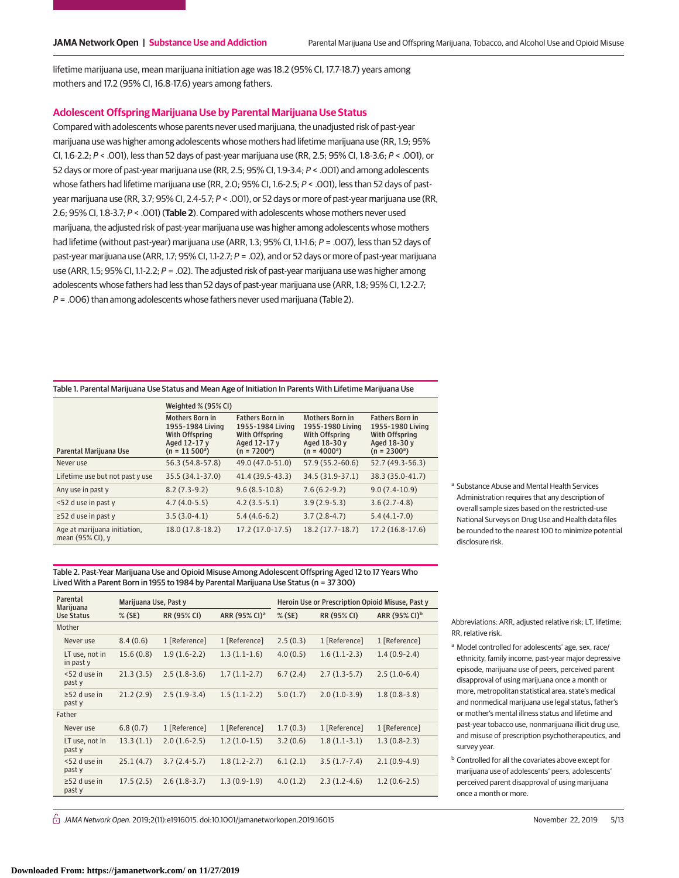lifetime marijuana use, mean marijuana initiation age was 18.2 (95% CI, 17.7-18.7) years among mothers and 17.2 (95% CI, 16.8-17.6) years among fathers.

## Adolescent Offspring Marijuana Use by Parental Marijuana Use Status

Compared with adolescents whose parents never used marijuana, the unadjusted risk of past-year marijuana use was higher among adolescents whose mothers had lifetime marijuana use (RR, 1.9; 95% CI, 1.6-2.2; *P* < .001), less than 52 days of past-year marijuana use (RR, 2.5; 95% CI, 1.8-3.6; *P* < .001), or 52 days or more of past-year marijuana use (RR, 2.5; 95% CI, 1.9-3.4; *P* < .001) and among adolescents whose fathers had lifetime marijuana use (RR, 2.0; 95% CI, 1.6-2.5; *P* < .001), less than 52 days of past-year marijuana use (RR, 3.7; 95% CI, 2.4-5.7; *P* < .001), or 52 days or more of past-year marijuana use (RR, 2.6; 95% CI, 1.8-3.7; *P* < .001) (**Table 2**). Compared with adolescents whose mothers never used marijuana, the adjusted risk of past-year marijuana use was higher among adolescents whose mothers had lifetime (without past-year) marijuana use (ARR, 1.3; 95% CI, 1.1-1.6; *P* = .007), less than 52 days of past-year marijuana use (ARR, 1.7; 95% CI, 1.1-2.7; *P* = .02), and or 52 days or more of past-year marijuana use (ARR, 1.5; 95% CI, 1.1-2.2; *P* = .02). The adjusted risk of past-year marijuana use was higher among adolescents whose fathers had less than 52 days of past-year marijuana use (ARR, 1.8; 95% CI, 1.2-2.7; *P* = .006) than among adolescents whose fathers never used marijuana (Table 2).

Table 1. Parental Marijuana Use Status and Mean Age of Initiation In Parents With Lifetime Marijuana Use

| Parental Marijuana Use | Weighted % (95% CI) | | | |
|---|---|---|---|---|
| | Mothers Born in 1955-1984 Living With Offspring Aged 12-17 y (n = 11 500[a]) | Fathers Born in 1955-1984 Living With Offspring Aged 12-17 y (n = 7200[a]) | Mothers Born in 1955-1980 Living With Offspring Aged 18-30 y (n = 4000[a]) | Fathers Born in 1955-1980 Living With Offspring Aged 18-30 y (n = 2300[a]) |
| Never use | 56.3 (54.8-57.8) | 49.0 (47.0-51.0) | 57.9 (55.2-60.6) | 52.7 (49.3-56.3) |
| Lifetime use but not past y use | 35.5 (34.1-37.0) | 41.4 (39.5-43.3) | 34.5 (31.9-37.1) | 38.3 (35.0-41.7) |
| Any use in past y | 8.2 (7.3-9.2) | 9.6 (8.5-10.8) | 7.6 (6.2-9.2) | 9.0 (7.4-10.9) |
| <52 d use in past y | 4.7 (4.0-5.5) | 4.2 (3.5-5.1) | 3.9 (2.9-5.3) | 3.6 (2.7-4.8) |
| ≥52 d use in past y | 3.5 (3.0-4.1) | 5.4 (4.6-6.2) | 3.7 (2.8-4.7) | 5.4 (4.1-7.0) |
| Age at marijuana initiation, mean (95% CI), y | 18.0 (17.8-18.2) | 17.2 (17.0-17.5) | 18.2 (17.7-18.7) | 17.2 (16.8-17.6) |

[a] Substance Abuse and Mental Health Services Administration requires that any description of overall sample sizes based on the restricted-use National Surveys on Drug Use and Health data files be rounded to the nearest 100 to minimize potential disclosure risk.

Table 2. Past-Year Marijuana Use and Opioid Misuse Among Adolescent Offspring Aged 12 to 17 Years Who Lived With a Parent Born in 1955 to 1984 by Parental Marijuana Use Status (n = 37 300)

| Parental Marijuana Use Status | Marijuana Use, Past y | | | Heroin Use or Prescription Opioid Misuse, Past y | | |
|---|---|---|---|---|---|---|
| | % (SE) | RR (95% CI) | ARR (95% CI)[a] | % (SE) | RR (95% CI) | ARR (95% CI)[b] |
| Mother | | | | | | |
| Never use | 8.4 (0.6) | 1 [Reference] | 1 [Reference] | 2.5 (0.3) | 1 [Reference] | 1 [Reference] |
| LT use, not in in past y | 15.6 (0.8) | 1.9 (1.6-2.2) | 1.3 (1.1-1.6) | 4.0 (0.5) | 1.6 (1.1-2.3) | 1.4 (0.9-2.4) |
| <52 d use in past y | 21.3 (3.5) | 2.5 (1.8-3.6) | 1.7 (1.1-2.7) | 6.7 (2.4) | 2.7 (1.3-5.7) | 2.5 (1.0-6.4) |
| ≥52 d use in past y | 21.2 (2.9) | 2.5 (1.9-3.4) | 1.5 (1.1-2.2) | 5.0 (1.7) | 2.0 (1.0-3.9) | 1.8 (0.8-3.8) |
| Father | | | | | | |
| Never use | 6.8 (0.7) | 1 [Reference] | 1 [Reference] | 1.7 (0.3) | 1 [Reference] | 1 [Reference] |
| LT use, not in past y | 13.3 (1.1) | 2.0 (1.6-2.5) | 1.2 (1.0-1.5) | 3.2 (0.6) | 1.8 (1.1-3.1) | 1.3 (0.8-2.3) |
| <52 d use in past y | 25.1 (4.7) | 3.7 (2.4-5.7) | 1.8 (1.2-2.7) | 6.1 (2.1) | 3.5 (1.7-7.4) | 2.1 (0.9-4.9) |
| ≥52 d use in past y | 17.5 (2.5) | 2.6 (1.8-3.7) | 1.3 (0.9-1.9) | 4.0 (1.2) | 2.3 (1.2-4.6) | 1.2 (0.6-2.5) |

Abbreviations: ARR, adjusted relative risk; LT, lifetime; RR, relative risk.

[a] Model controlled for adolescents' age, sex, race/ethnicity, family income, past-year major depressive episode, marijuana use of peers, perceived parent disapproval of using marijuana once a month or more, metropolitan statistical area, state's medical and nonmedical marijuana use legal status, father's or mother's mental illness status and lifetime and past-year tobacco use, nonmarijuana illicit drug use, and misuse of prescription psychotherapeutics, and survey year.

[b] Controlled for all the covariates above except for marijuana use of adolescents' peers, adolescents' perceived parent disapproval of using marijuana once a month or more.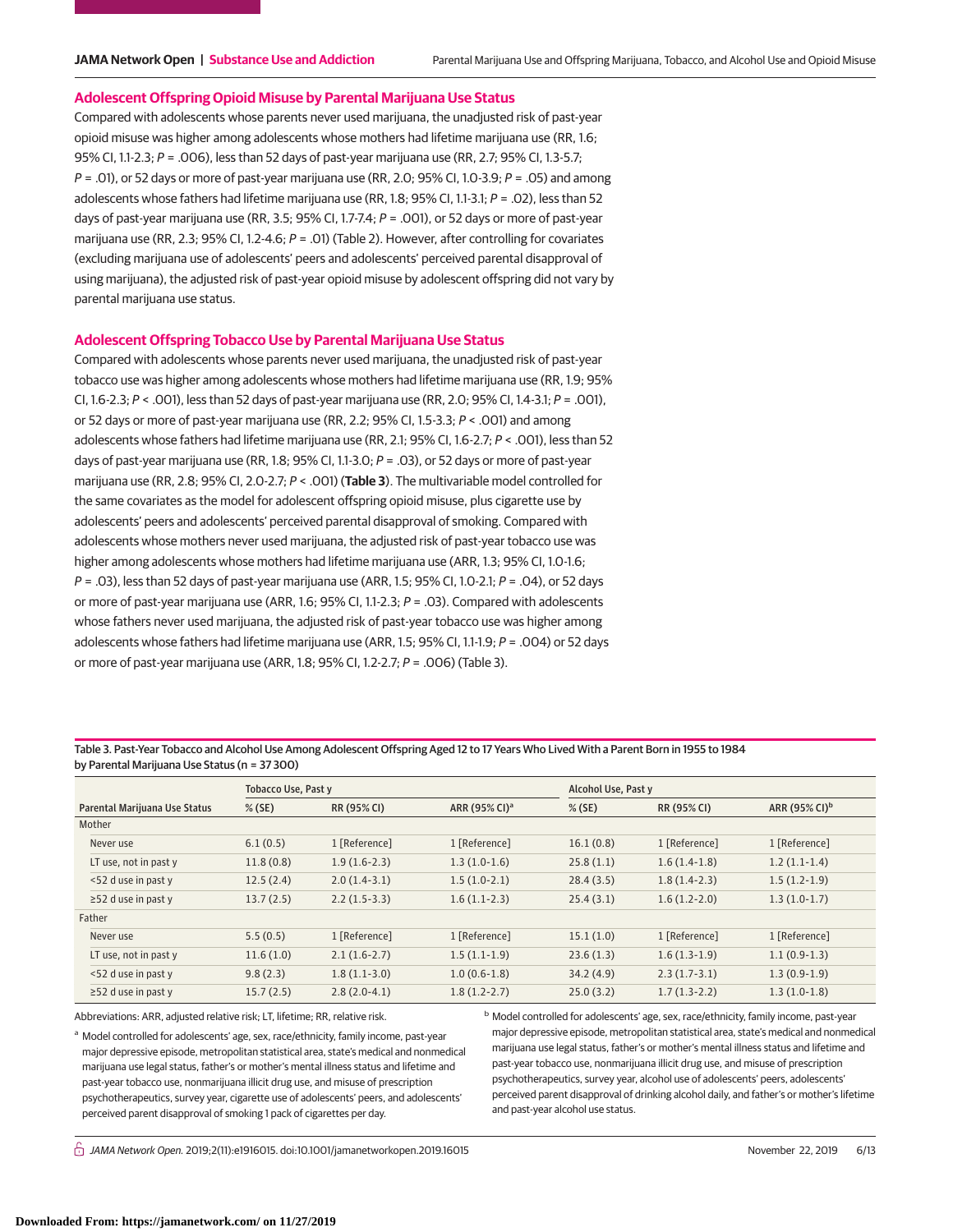## Adolescent Offspring Opioid Misuse by Parental Marijuana Use Status

Compared with adolescents whose parents never used marijuana, the unadjusted risk of past-year opioid misuse was higher among adolescents whose mothers had lifetime marijuana use (RR, 1.6; 95% CI, 1.1-2.3; $P = .006$), less than 52 days of past-year marijuana use (RR, 2.7; 95% CI, 1.3-5.7; $P = .01$), or 52 days or more of past-year marijuana use (RR, 2.0; 95% CI, 1.0-3.9; $P = .05$) and among adolescents whose fathers had lifetime marijuana use (RR, 1.8; 95% CI, 1.1-3.1; $P = .02$), less than 52 days of past-year marijuana use (RR, 3.5; 95% CI, 1.7-7.4; $P = .001$), or 52 days or more of past-year marijuana use (RR, 2.3; 95% CI, 1.2-4.6; $P = .01$) (Table 2). However, after controlling for covariates (excluding marijuana use of adolescents' peers and adolescents' perceived parental disapproval of using marijuana), the adjusted risk of past-year opioid misuse by adolescent offspring did not vary by parental marijuana use status.

## Adolescent Offspring Tobacco Use by Parental Marijuana Use Status

Compared with adolescents whose parents never used marijuana, the unadjusted risk of past-year tobacco use was higher among adolescents whose mothers had lifetime marijuana use (RR, 1.9; 95% CI, 1.6-2.3; $P < .001$), less than 52 days of past-year marijuana use (RR, 2.0; 95% CI, 1.4-3.1; $P = .001$), or 52 days or more of past-year marijuana use (RR, 2.2; 95% CI, 1.5-3.3; $P < .001$) and among adolescents whose fathers had lifetime marijuana use (RR, 2.1; 95% CI, 1.6-2.7; $P < .001$), less than 52 days of past-year marijuana use (RR, 1.8; 95% CI, 1.1-3.0; $P = .03$), or 52 days or more of past-year marijuana use (RR, 2.8; 95% CI, 2.0-2.7; $P < .001$) (**Table 3**). The multivariable model controlled for the same covariates as the model for adolescent offspring opioid misuse, plus cigarette use by adolescents' peers and adolescents' perceived parental disapproval of smoking. Compared with adolescents whose mothers never used marijuana, the adjusted risk of past-year tobacco use was higher among adolescents whose mothers had lifetime marijuana use (ARR, 1.3; 95% CI, 1.0-1.6; $P = .03$), less than 52 days of past-year marijuana use (ARR, 1.5; 95% CI, 1.0-2.1; $P = .04$), or 52 days or more of past-year marijuana use (ARR, 1.6; 95% CI, 1.1-2.3; $P = .03$). Compared with adolescents whose fathers never used marijuana, the adjusted risk of past-year tobacco use was higher among adolescents whose fathers had lifetime marijuana use (ARR, 1.5; 95% CI, 1.1-1.9; $P = .004$) or 52 days or more of past-year marijuana use (ARR, 1.8; 95% CI, 1.2-2.7; $P = .006$) (Table 3).

Table 3. Past-Year Tobacco and Alcohol Use Among Adolescent Offspring Aged 12 to 17 Years Who Lived With a Parent Born in 1955 to 1984 by Parental Marijuana Use Status (n = 37 300)

| Parental Marijuana Use Status | Tobacco Use, Past y | | | Alcohol Use, Past y | | |
|---|---|---|---|---|---|---|
| | % (SE) | RR (95% CI) | ARR (95% CI)[a] | % (SE) | RR (95% CI) | ARR (95% CI)[b] |
| Mother | | | | | | |
| Never use | 6.1 (0.5) | 1 [Reference] | 1 [Reference] | 16.1 (0.8) | 1 [Reference] | 1 [Reference] |
| LT use, not in past y | 11.8 (0.8) | 1.9 (1.6-2.3) | 1.3 (1.0-1.6) | 25.8 (1.1) | 1.6 (1.4-1.8) | 1.2 (1.1-1.4) |
| <52 d use in past y | 12.5 (2.4) | 2.0 (1.4-3.1) | 1.5 (1.0-2.1) | 28.4 (3.5) | 1.8 (1.4-2.3) | 1.5 (1.2-1.9) |
| ≥52 d use in past y | 13.7 (2.5) | 2.2 (1.5-3.3) | 1.6 (1.1-2.3) | 25.4 (3.1) | 1.6 (1.2-2.0) | 1.3 (1.0-1.7) |
| Father | | | | | | |
| Never use | 5.5 (0.5) | 1 [Reference] | 1 [Reference] | 15.1 (1.0) | 1 [Reference] | 1 [Reference] |
| LT use, not in past y | 11.6 (1.0) | 2.1 (1.6-2.7) | 1.5 (1.1-1.9) | 23.6 (1.3) | 1.6 (1.3-1.9) | 1.1 (0.9-1.3) |
| <52 d use in past y | 9.8 (2.3) | 1.8 (1.1-3.0) | 1.0 (0.6-1.8) | 34.2 (4.9) | 2.3 (1.7-3.1) | 1.3 (0.9-1.9) |
| ≥52 d use in past y | 15.7 (2.5) | 2.8 (2.0-4.1) | 1.8 (1.2-2.7) | 25.0 (3.2) | 1.7 (1.3-2.2) | 1.3 (1.0-1.8) |

Abbreviations: ARR, adjusted relative risk; LT, lifetime; RR, relative risk.

[a] Model controlled for adolescents' age, sex, race/ethnicity, family income, past-year major depressive episode, metropolitan statistical area, state's medical and nonmedical marijuana use legal status, father's or mother's mental illness status and lifetime and past-year tobacco use, nonmarijuana illicit drug use, and misuse of prescription psychotherapeutics, survey year, cigarette use of adolescents' peers, and adolescents' perceived parent disapproval of smoking 1 pack of cigarettes per day.

[b] Model controlled for adolescents' age, sex, race/ethnicity, family income, past-year major depressive episode, metropolitan statistical area, state's medical and nonmedical marijuana use legal status, father's or mother's mental illness status and lifetime and past-year tobacco use, nonmarijuana illicit drug use, and misuse of prescription psychotherapeutics, survey year, alcohol use of adolescents' peers, adolescents' perceived parent disapproval of drinking alcohol daily, and father's or mother's lifetime and past-year alcohol use status.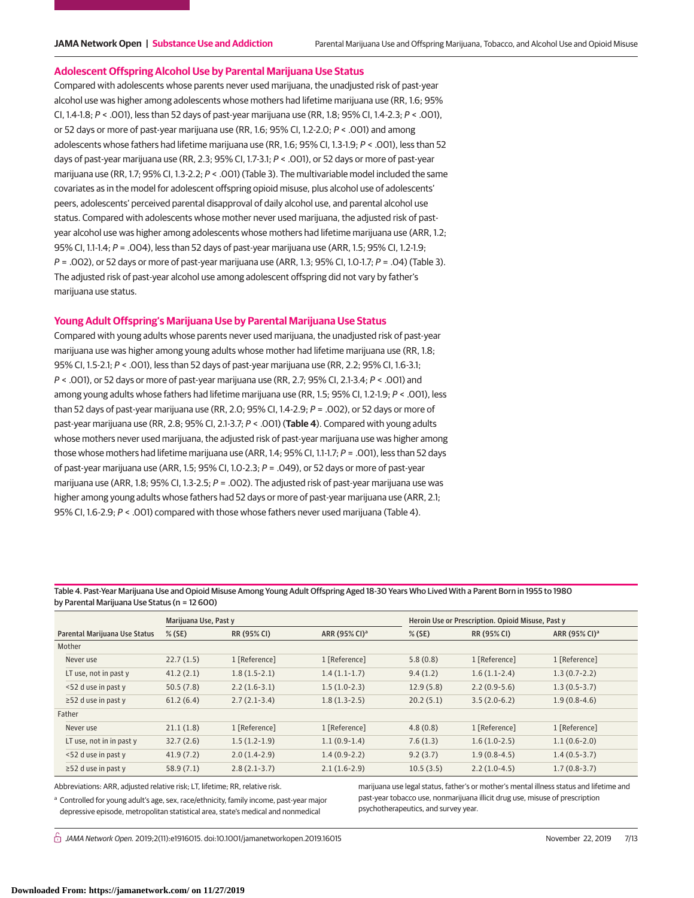## Adolescent Offspring Alcohol Use by Parental Marijuana Use Status

Compared with adolescents whose parents never used marijuana, the unadjusted risk of past-year alcohol use was higher among adolescents whose mothers had lifetime marijuana use (RR, 1.6; 95% CI, 1.4-1.8; *P* < .001), less than 52 days of past-year marijuana use (RR, 1.8; 95% CI, 1.4-2.3; *P* < .001), or 52 days or more of past-year marijuana use (RR, 1.6; 95% CI, 1.2-2.0; *P* < .001) and among adolescents whose fathers had lifetime marijuana use (RR, 1.6; 95% CI, 1.3-1.9; *P* < .001), less than 52 days of past-year marijuana use (RR, 2.3; 95% CI, 1.7-3.1; *P* < .001), or 52 days or more of past-year marijuana use (RR, 1.7; 95% CI, 1.3-2.2; *P* < .001) (Table 3). The multivariable model included the same covariates as in the model for adolescent offspring opioid misuse, plus alcohol use of adolescents' peers, adolescents' perceived parental disapproval of daily alcohol use, and parental alcohol use status. Compared with adolescents whose mother never used marijuana, the adjusted risk of past-year alcohol use was higher among adolescents whose mothers had lifetime marijuana use (ARR, 1.2; 95% CI, 1.1-1.4; *P* = .004), less than 52 days of past-year marijuana use (ARR, 1.5; 95% CI, 1.2-1.9; *P* = .002), or 52 days or more of past-year marijuana use (ARR, 1.3; 95% CI, 1.0-1.7; *P* = .04) (Table 3). The adjusted risk of past-year alcohol use among adolescent offspring did not vary by father's marijuana use status.

## Young Adult Offspring's Marijuana Use by Parental Marijuana Use Status

Compared with young adults whose parents never used marijuana, the unadjusted risk of past-year marijuana use was higher among young adults whose mother had lifetime marijuana use (RR, 1.8; 95% CI, 1.5-2.1; *P* < .001), less than 52 days of past-year marijuana use (RR, 2.2; 95% CI, 1.6-3.1; *P* < .001), or 52 days or more of past-year marijuana use (RR, 2.7; 95% CI, 2.1-3.4; *P* < .001) and among young adults whose fathers had lifetime marijuana use (RR, 1.5; 95% CI, 1.2-1.9; *P* < .001), less than 52 days of past-year marijuana use (RR, 2.0; 95% CI, 1.4-2.9; *P* = .002), or 52 days or more of past-year marijuana use (RR, 2.8; 95% CI, 2.1-3.7; *P* < .001) (**Table 4**). Compared with young adults whose mothers never used marijuana, the adjusted risk of past-year marijuana use was higher among those whose mothers had lifetime marijuana use (ARR, 1.4; 95% CI, 1.1-1.7; *P* = .001), less than 52 days of past-year marijuana use (ARR, 1.5; 95% CI, 1.0-2.3; *P* = .049), or 52 days or more of past-year marijuana use (ARR, 1.8; 95% CI, 1.3-2.5; *P* = .002). The adjusted risk of past-year marijuana use was higher among young adults whose fathers had 52 days or more of past-year marijuana use (ARR, 2.1; 95% CI, 1.6-2.9; *P* < .001) compared with those whose fathers never used marijuana (Table 4).

Table 4. Past-Year Marijuana Use and Opioid Misuse Among Young Adult Offspring Aged 18-30 Years Who Lived With a Parent Born in 1955 to 1980 by Parental Marijuana Use Status (n = 12 600)

| | Marijuana Use, Past y | | | Heroin Use or Prescription. Opioid Misuse, Past y | | |
|---|---|---|---|---|---|---|
| Parental Marijuana Use Status | % (SE) | RR (95% CI) | ARR (95% CI)[a] | % (SE) | RR (95% CI) | ARR (95% CI)[a] |
| Mother | | | | | | |
| Never use | 22.7 (1.5) | 1 [Reference] | 1 [Reference] | 5.8 (0.8) | 1 [Reference] | 1 [Reference] |
| LT use, not in past y | 41.2 (2.1) | 1.8 (1.5-2.1) | 1.4 (1.1-1.7) | 9.4 (1.2) | 1.6 (1.1-2.4) | 1.3 (0.7-2.2) |
| <52 d use in past y | 50.5 (7.8) | 2.2 (1.6-3.1) | 1.5 (1.0-2.3) | 12.9 (5.8) | 2.2 (0.9-5.6) | 1.3 (0.5-3.7) |
| ≥52 d use in past y | 61.2 (6.4) | 2.7 (2.1-3.4) | 1.8 (1.3-2.5) | 20.2 (5.1) | 3.5 (2.0-6.2) | 1.9 (0.8-4.6) |
| Father | | | | | | |
| Never use | 21.1 (1.8) | 1 [Reference] | 1 [Reference] | 4.8 (0.8) | 1 [Reference] | 1 [Reference] |
| LT use, not in in past y | 32.7 (2.6) | 1.5 (1.2-1.9) | 1.1 (0.9-1.4) | 7.6 (1.3) | 1.6 (1.0-2.5) | 1.1 (0.6-2.0) |
| <52 d use in past y | 41.9 (7.2) | 2.0 (1.4-2.9) | 1.4 (0.9-2.2) | 9.2 (3.7) | 1.9 (0.8-4.5) | 1.4 (0.5-3.7) |
| ≥52 d use in past y | 58.9 (7.1) | 2.8 (2.1-3.7) | 2.1 (1.6-2.9) | 10.5 (3.5) | 2.2 (1.0-4.5) | 1.7 (0.8-3.7) |

Abbreviations: ARR, adjusted relative risk; LT, lifetime; RR, relative risk.

[a] Controlled for young adult's age, sex, race/ethnicity, family income, past-year major depressive episode, metropolitan statistical area, state's medical and nonmedical marijuana use legal status, father's or mother's mental illness status and lifetime and past-year tobacco use, nonmarijuana illicit drug use, misuse of prescription psychotherapeutics, and survey year.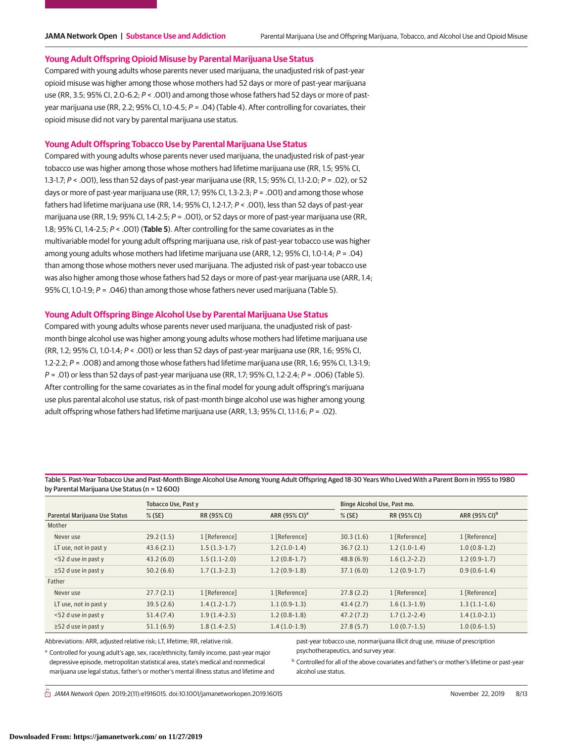## Young Adult Offspring Opioid Misuse by Parental Marijuana Use Status

Compared with young adults whose parents never used marijuana, the unadjusted risk of past-year opioid misuse was higher among those whose mothers had 52 days or more of past-year marijuana use (RR, 3.5; 95% CI, 2.0-6.2; *P* < .001) and among those whose fathers had 52 days or more of past-year marijuana use (RR, 2.2; 95% CI, 1.0-4.5; *P* = .04) (Table 4). After controlling for covariates, their opioid misuse did not vary by parental marijuana use status.

## Young Adult Offspring Tobacco Use by Parental Marijuana Use Status

Compared with young adults whose parents never used marijuana, the unadjusted risk of past-year tobacco use was higher among those whose mothers had lifetime marijuana use (RR, 1.5; 95% CI, 1.3-1.7; *P* < .001), less than 52 days of past-year marijuana use (RR, 1.5; 95% CI, 1.1-2.0; *P* = .02), or 52 days or more of past-year marijuana use (RR, 1.7; 95% CI, 1.3-2.3; *P* = .001) and among those whose fathers had lifetime marijuana use (RR, 1.4; 95% CI, 1.2-1.7; *P* < .001), less than 52 days of past-year marijuana use (RR, 1.9; 95% CI, 1.4-2.5; *P* = .001), or 52 days or more of past-year marijuana use (RR, 1.8; 95% CI, 1.4-2.5; *P* < .001) (**Table 5**). After controlling for the same covariates as in the multivariable model for young adult offspring marijuana use, risk of past-year tobacco use was higher among young adults whose mothers had lifetime marijuana use (ARR, 1.2; 95% CI, 1.0-1.4; *P* = .04) than among those whose mothers never used marijuana. The adjusted risk of past-year tobacco use was also higher among those whose fathers had 52 days or more of past-year marijuana use (ARR, 1.4; 95% CI, 1.0-1.9; *P* = .046) than among those whose fathers never used marijuana (Table 5).

## Young Adult Offspring Binge Alcohol Use by Parental Marijuana Use Status

Compared with young adults whose parents never used marijuana, the unadjusted risk of past-month binge alcohol use was higher among young adults whose mothers had lifetime marijuana use (RR, 1.2; 95% CI, 1.0-1.4; *P* < .001) or less than 52 days of past-year marijuana use (RR, 1.6; 95% CI, 1.2-2.2; *P* = .008) and among those whose fathers had lifetime marijuana use (RR, 1.6; 95% CI, 1.3-1.9; *P* = .01) or less than 52 days of past-year marijuana use (RR, 1.7; 95% CI, 1.2-2.4; *P* = .006) (Table 5). After controlling for the same covariates as in the final model for young adult offspring's marijuana use plus parental alcohol use status, risk of past-month binge alcohol use was higher among young adult offspring whose fathers had lifetime marijuana use (ARR, 1.3; 95% CI, 1.1-1.6; *P* = .02).

Table 5. Past-Year Tobacco Use and Past-Month Binge Alcohol Use Among Young Adult Offspring Aged 18-30 Years Who Lived With a Parent Born in 1955 to 1980 by Parental Marijuana Use Status (n = 12 600)

| | Tobacco Use, Past y | | | Binge Alcohol Use, Past mo. | | |
|---|---|---|---|---|---|---|
| Parental Marijuana Use Status | % (SE) | RR (95% CI) | ARR (95% CI)[a] | % (SE) | RR (95% CI) | ARR (95% CI)[b] |
| Mother | | | | | | |
| Never use | 29.2 (1.5) | 1 [Reference] | 1 [Reference] | 30.3 (1.6) | 1 [Reference] | 1 [Reference] |
| LT use, not in past y | 43.6 (2.1) | 1.5 (1.3-1.7) | 1.2 (1.0-1.4) | 36.7 (2.1) | 1.2 (1.0-1.4) | 1.0 (0.8-1.2) |
| <52 d use in past y | 43.2 (6.0) | 1.5 (1.1-2.0) | 1.2 (0.8-1.7) | 48.8 (6.9) | 1.6 (1.2-2.2) | 1.2 (0.9-1.7) |
| ≥52 d use in past y | 50.2 (6.6) | 1.7 (1.3-2.3) | 1.2 (0.9-1.8) | 37.1 (6.0) | 1.2 (0.9-1.7) | 0.9 (0.6-1.4) |
| Father | | | | | | |
| Never use | 27.7 (2.1) | 1 [Reference] | 1 [Reference] | 27.8 (2.2) | 1 [Reference] | 1 [Reference] |
| LT use, not in past y | 39.5 (2.6) | 1.4 (1.2-1.7) | 1.1 (0.9-1.3) | 43.4 (2.7) | 1.6 (1.3-1.9) | 1.3 (1.1-1.6) |
| <52 d use in past y | 51.4 (7.4) | 1.9 (1.4-2.5) | 1.2 (0.8-1.8) | 47.2 (7.2) | 1.7 (1.2-2.4) | 1.4 (1.0-2.1) |
| ≥52 d use in past y | 51.1 (6.9) | 1.8 (1.4-2.5) | 1.4 (1.0-1.9) | 27.8 (5.7) | 1.0 (0.7-1.5) | 1.0 (0.6-1.5) |

Abbreviations: ARR, adjusted relative risk; LT, lifetime; RR, relative risk.

[a] Controlled for young adult's age, sex, race/ethnicity, family income, past-year major depressive episode, metropolitan statistical area, state's medical and nonmedical marijuana use legal status, father's or mother's mental illness status and lifetime and past-year tobacco use, nonmarijuana illicit drug use, misuse of prescription psychotherapeutics, and survey year.

[b] Controlled for all of the above covariates and father's or mother's lifetime or past-year alcohol use status.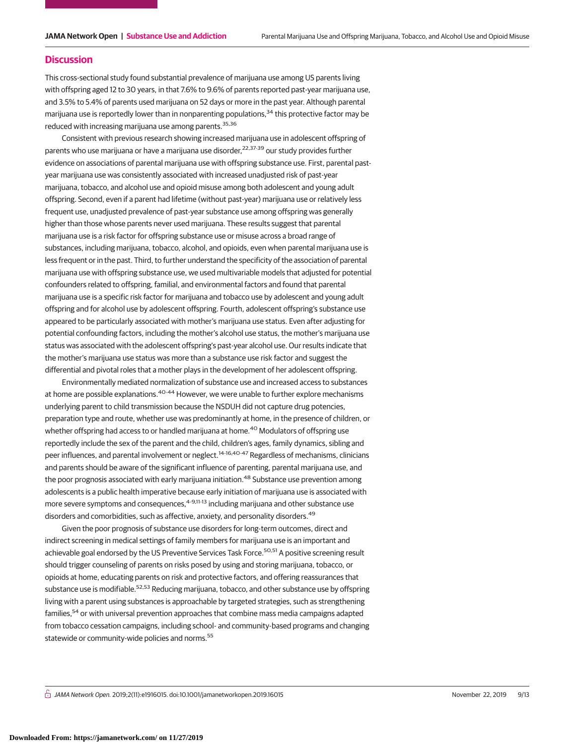## Discussion

This cross-sectional study found substantial prevalence of marijuana use among US parents living with offspring aged 12 to 30 years, in that 7.6% to 9.6% of parents reported past-year marijuana use, and 3.5% to 5.4% of parents used marijuana on 52 days or more in the past year. Although parental marijuana use is reportedly lower than in nonparenting populations,[34] this protective factor may be reduced with increasing marijuana use among parents.[35,36]

Consistent with previous research showing increased marijuana use in adolescent offspring of parents who use marijuana or have a marijuana use disorder,[22,37-39] our study provides further evidence on associations of parental marijuana use with offspring substance use. First, parental past-year marijuana use was consistently associated with increased unadjusted risk of past-year marijuana, tobacco, and alcohol use and opioid misuse among both adolescent and young adult offspring. Second, even if a parent had lifetime (without past-year) marijuana use or relatively less frequent use, unadjusted prevalence of past-year substance use among offspring was generally higher than those whose parents never used marijuana. These results suggest that parental marijuana use is a risk factor for offspring substance use or misuse across a broad range of substances, including marijuana, tobacco, alcohol, and opioids, even when parental marijuana use is less frequent or in the past. Third, to further understand the specificity of the association of parental marijuana use with offspring substance use, we used multivariable models that adjusted for potential confounders related to offspring, familial, and environmental factors and found that parental marijuana use is a specific risk factor for marijuana and tobacco use by adolescent and young adult offspring and for alcohol use by adolescent offspring. Fourth, adolescent offspring's substance use appeared to be particularly associated with mother's marijuana use status. Even after adjusting for potential confounding factors, including the mother's alcohol use status, the mother's marijuana use status was associated with the adolescent offspring's past-year alcohol use. Our results indicate that the mother's marijuana use status was more than a substance use risk factor and suggest the differential and pivotal roles that a mother plays in the development of her adolescent offspring.

Environmentally mediated normalization of substance use and increased access to substances at home are possible explanations.[40-44] However, we were unable to further explore mechanisms underlying parent to child transmission because the NSDUH did not capture drug potencies, preparation type and route, whether use was predominantly at home, in the presence of children, or whether offspring had access to or handled marijuana at home.[40] Modulators of offspring use reportedly include the sex of the parent and the child, children's ages, family dynamics, sibling and peer influences, and parental involvement or neglect.[14-16,40-47] Regardless of mechanisms, clinicians and parents should be aware of the significant influence of parenting, parental marijuana use, and the poor prognosis associated with early marijuana initiation.[48] Substance use prevention among adolescents is a public health imperative because early initiation of marijuana use is associated with more severe symptoms and consequences,[4-9,11-13] including marijuana and other substance use disorders and comorbidities, such as affective, anxiety, and personality disorders.[49]

Given the poor prognosis of substance use disorders for long-term outcomes, direct and indirect screening in medical settings of family members for marijuana use is an important and achievable goal endorsed by the US Preventive Services Task Force.[50,51] A positive screening result should trigger counseling of parents on risks posed by using and storing marijuana, tobacco, or opioids at home, educating parents on risk and protective factors, and offering reassurances that substance use is modifiable.[52,53] Reducing marijuana, tobacco, and other substance use by offspring living with a parent using substances is approachable by targeted strategies, such as strengthening families,[54] or with universal prevention approaches that combine mass media campaigns adapted from tobacco cessation campaigns, including school- and community-based programs and changing statewide or community-wide policies and norms.[55]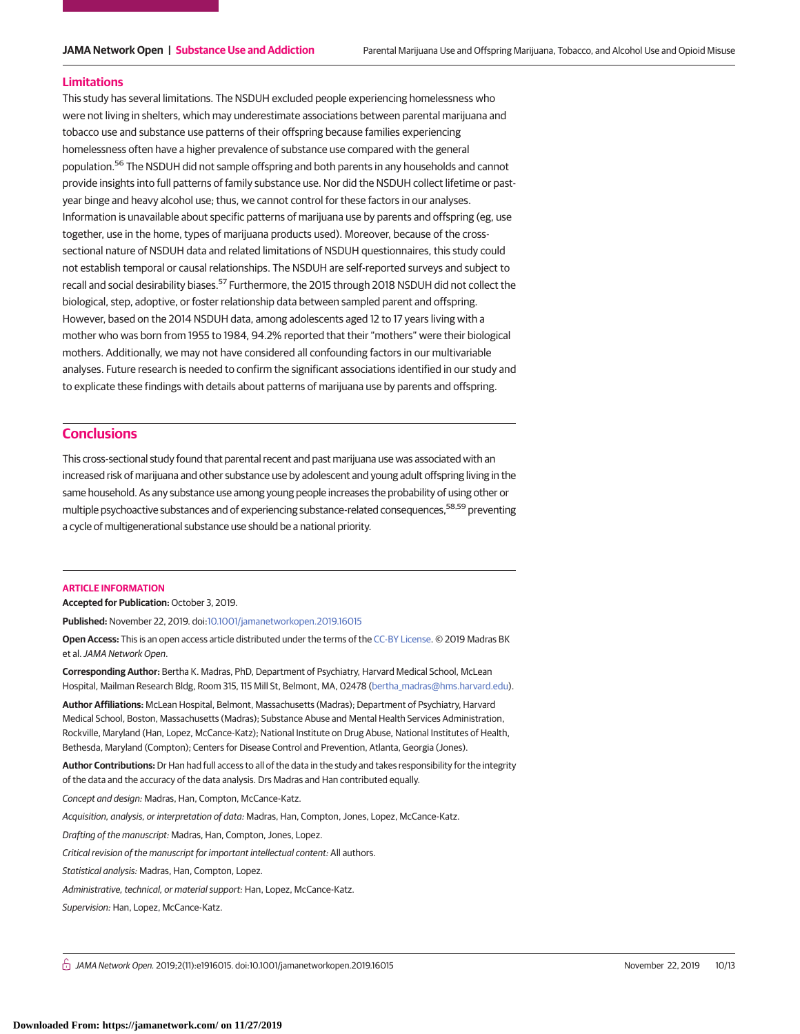## Limitations

This study has several limitations. The NSDUH excluded people experiencing homelessness who were not living in shelters, which may underestimate associations between parental marijuana and tobacco use and substance use patterns of their offspring because families experiencing homelessness often have a higher prevalence of substance use compared with the general population.[56] The NSDUH did not sample offspring and both parents in any households and cannot provide insights into full patterns of family substance use. Nor did the NSDUH collect lifetime or past-year binge and heavy alcohol use; thus, we cannot control for these factors in our analyses. Information is unavailable about specific patterns of marijuana use by parents and offspring (eg, use together, use in the home, types of marijuana products used). Moreover, because of the cross-sectional nature of NSDUH data and related limitations of NSDUH questionnaires, this study could not establish temporal or causal relationships. The NSDUH are self-reported surveys and subject to recall and social desirability biases.[57] Furthermore, the 2015 through 2018 NSDUH did not collect the biological, step, adoptive, or foster relationship data between sampled parent and offspring. However, based on the 2014 NSDUH data, among adolescents aged 12 to 17 years living with a mother who was born from 1955 to 1984, 94.2% reported that their "mothers" were their biological mothers. Additionally, we may not have considered all confounding factors in our multivariable analyses. Future research is needed to confirm the significant associations identified in our study and to explicate these findings with details about patterns of marijuana use by parents and offspring.

## Conclusions

This cross-sectional study found that parental recent and past marijuana use was associated with an increased risk of marijuana and other substance use by adolescent and young adult offspring living in the same household. As any substance use among young people increases the probability of using other or multiple psychoactive substances and of experiencing substance-related consequences,[58,59] preventing a cycle of multigenerational substance use should be a national priority.

### ARTICLE INFORMATION

**Accepted for Publication:** October 3, 2019.

**Published:** November 22, 2019. doi:10.1001/jamanetworkopen.2019.16015

**Open Access:** This is an open access article distributed under the terms of the CC-BY License. © 2019 Madras BK et al. *JAMA Network Open*.

**Corresponding Author:** Bertha K. Madras, PhD, Department of Psychiatry, Harvard Medical School, McLean Hospital, Mailman Research Bldg, Room 315, 115 Mill St, Belmont, MA, 02478 (bertha_madras@hms.harvard.edu).

**Author Affiliations:** McLean Hospital, Belmont, Massachusetts (Madras); Department of Psychiatry, Harvard Medical School, Boston, Massachusetts (Madras); Substance Abuse and Mental Health Services Administration, Rockville, Maryland (Han, Lopez, McCance-Katz); National Institute on Drug Abuse, National Institutes of Health, Bethesda, Maryland (Compton); Centers for Disease Control and Prevention, Atlanta, Georgia (Jones).

**Author Contributions:** Dr Han had full access to all of the data in the study and takes responsibility for the integrity of the data and the accuracy of the data analysis. Drs Madras and Han contributed equally.

*Concept and design:* Madras, Han, Compton, McCance-Katz.

*Acquisition, analysis, or interpretation of data:* Madras, Han, Compton, Jones, Lopez, McCance-Katz.

*Drafting of the manuscript:* Madras, Han, Compton, Jones, Lopez.

*Critical revision of the manuscript for important intellectual content:* All authors.

*Statistical analysis:* Madras, Han, Compton, Lopez.

*Administrative, technical, or material support:* Han, Lopez, McCance-Katz.

*Supervision:* Han, Lopez, McCance-Katz.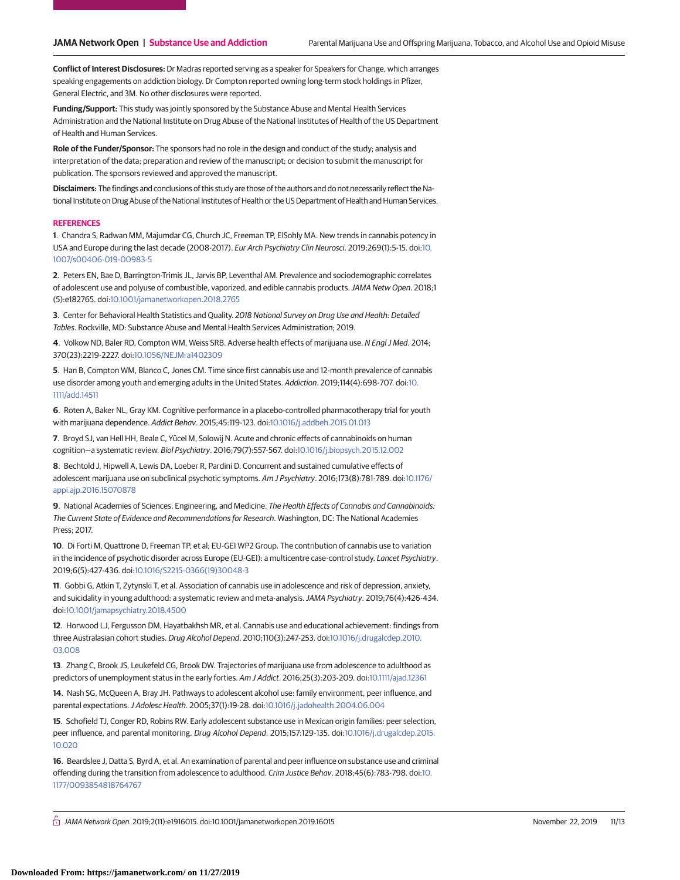**Conflict of Interest Disclosures:** Dr Madras reported serving as a speaker for Speakers for Change, which arranges speaking engagements on addiction biology. Dr Compton reported owning long-term stock holdings in Pfizer, General Electric, and 3M. No other disclosures were reported.

**Funding/Support:** This study was jointly sponsored by the Substance Abuse and Mental Health Services Administration and the National Institute on Drug Abuse of the National Institutes of Health of the US Department of Health and Human Services.

**Role of the Funder/Sponsor:** The sponsors had no role in the design and conduct of the study; analysis and interpretation of the data; preparation and review of the manuscript; or decision to submit the manuscript for publication. The sponsors reviewed and approved the manuscript.

**Disclaimers:** The findings and conclusions of this study are those of the authors and do not necessarily reflect the National Institute on Drug Abuse of the National Institutes of Health or the US Department of Health and Human Services.

## REFERENCES

**1**. Chandra S, Radwan MM, Majumdar CG, Church JC, Freeman TP, ElSohly MA. New trends in cannabis potency in USA and Europe during the last decade (2008-2017). *Eur Arch Psychiatry Clin Neurosci*. 2019;269(1):5-15. doi:10.1007/s00406-019-00983-5

**2**. Peters EN, Bae D, Barrington-Trimis JL, Jarvis BP, Leventhal AM. Prevalence and sociodemographic correlates of adolescent use and polyuse of combustible, vaporized, and edible cannabis products. *JAMA Netw Open*. 2018;1(5):e182765. doi:10.1001/jamanetworkopen.2018.2765

**3**. Center for Behavioral Health Statistics and Quality. *2018 National Survey on Drug Use and Health: Detailed Tables*. Rockville, MD: Substance Abuse and Mental Health Services Administration; 2019.

**4**. Volkow ND, Baler RD, Compton WM, Weiss SRB. Adverse health effects of marijuana use. *N Engl J Med*. 2014;370(23):2219-2227. doi:10.1056/NEJMra1402309

**5**. Han B, Compton WM, Blanco C, Jones CM. Time since first cannabis use and 12-month prevalence of cannabis use disorder among youth and emerging adults in the United States. *Addiction*. 2019;114(4):698-707. doi:10.1111/add.14511

**6**. Roten A, Baker NL, Gray KM. Cognitive performance in a placebo-controlled pharmacotherapy trial for youth with marijuana dependence. *Addict Behav*. 2015;45:119-123. doi:10.1016/j.addbeh.2015.01.013

**7**. Broyd SJ, van Hell HH, Beale C, Yücel M, Solowij N. Acute and chronic effects of cannabinoids on human cognition—a systematic review. *Biol Psychiatry*. 2016;79(7):557-567. doi:10.1016/j.biopsych.2015.12.002

**8**. Bechtold J, Hipwell A, Lewis DA, Loeber R, Pardini D. Concurrent and sustained cumulative effects of adolescent marijuana use on subclinical psychotic symptoms. *Am J Psychiatry*. 2016;173(8):781-789. doi:10.1176/appi.ajp.2016.15070878

**9**. National Academies of Sciences, Engineering, and Medicine. *The Health Effects of Cannabis and Cannabinoids: The Current State of Evidence and Recommendations for Research*. Washington, DC: The National Academies Press; 2017.

**10**. Di Forti M, Quattrone D, Freeman TP, et al; EU-GEI WP2 Group. The contribution of cannabis use to variation in the incidence of psychotic disorder across Europe (EU-GEI): a multicentre case-control study. *Lancet Psychiatry*. 2019;6(5):427-436. doi:10.1016/S2215-0366(19)30048-3

**11**. Gobbi G, Atkin T, Zytynski T, et al. Association of cannabis use in adolescence and risk of depression, anxiety, and suicidality in young adulthood: a systematic review and meta-analysis. *JAMA Psychiatry*. 2019;76(4):426-434. doi:10.1001/jamapsychiatry.2018.4500

**12**. Horwood LJ, Fergusson DM, Hayatbakhsh MR, et al. Cannabis use and educational achievement: findings from three Australasian cohort studies. *Drug Alcohol Depend*. 2010;110(3):247-253. doi:10.1016/j.drugalcdep.2010.03.008

**13**. Zhang C, Brook JS, Leukefeld CG, Brook DW. Trajectories of marijuana use from adolescence to adulthood as predictors of unemployment status in the early forties. *Am J Addict*. 2016;25(3):203-209. doi:10.1111/ajad.12361

**14**. Nash SG, McQueen A, Bray JH. Pathways to adolescent alcohol use: family environment, peer influence, and parental expectations. *J Adolesc Health*. 2005;37(1):19-28. doi:10.1016/j.jadohealth.2004.06.004

**15**. Schofield TJ, Conger RD, Robins RW. Early adolescent substance use in Mexican origin families: peer selection, peer influence, and parental monitoring. *Drug Alcohol Depend*. 2015;157:129-135. doi:10.1016/j.drugalcdep.2015.10.020

**16**. Beardslee J, Datta S, Byrd A, et al. An examination of parental and peer influence on substance use and criminal offending during the transition from adolescence to adulthood. *Crim Justice Behav*. 2018;45(6):783-798. doi:10.1177/0093854818764767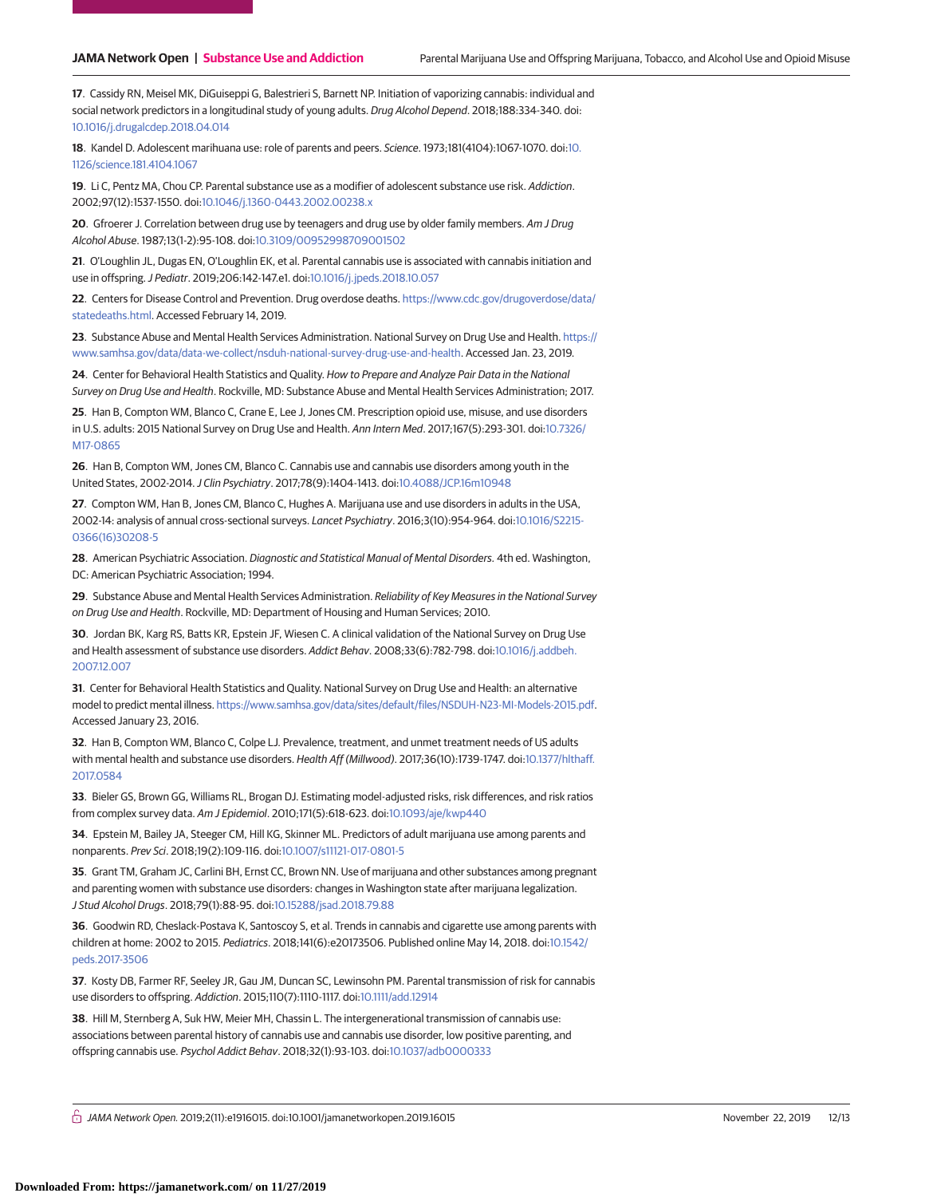17. Cassidy RN, Meisel MK, DiGuiseppi G, Balestrieri S, Barnett NP. Initiation of vaporizing cannabis: individual and social network predictors in a longitudinal study of young adults. *Drug Alcohol Depend*. 2018;188:334-340. doi:10.1016/j.drugalcdep.2018.04.014

18. Kandel D. Adolescent marihuana use: role of parents and peers. *Science*. 1973;181(4104):1067-1070. doi:10.1126/science.181.4104.1067

19. Li C, Pentz MA, Chou CP. Parental substance use as a modifier of adolescent substance use risk. *Addiction*. 2002;97(12):1537-1550. doi:10.1046/j.1360-0443.2002.00238.x

20. Gfroerer J. Correlation between drug use by teenagers and drug use by older family members. *Am J Drug Alcohol Abuse*. 1987;13(1-2):95-108. doi:10.3109/00952998709001502

21. O'Loughlin JL, Dugas EN, O'Loughlin EK, et al. Parental cannabis use is associated with cannabis initiation and use in offspring. *J Pediatr*. 2019;206:142-147.e1. doi:10.1016/j.jpeds.2018.10.057

22. Centers for Disease Control and Prevention. Drug overdose deaths. https://www.cdc.gov/drugoverdose/data/statedeaths.html. Accessed February 14, 2019.

23. Substance Abuse and Mental Health Services Administration. National Survey on Drug Use and Health. https://www.samhsa.gov/data/data-we-collect/nsduh-national-survey-drug-use-and-health. Accessed Jan. 23, 2019.

24. Center for Behavioral Health Statistics and Quality. *How to Prepare and Analyze Pair Data in the National Survey on Drug Use and Health*. Rockville, MD: Substance Abuse and Mental Health Services Administration; 2017.

25. Han B, Compton WM, Blanco C, Crane E, Lee J, Jones CM. Prescription opioid use, misuse, and use disorders in U.S. adults: 2015 National Survey on Drug Use and Health. *Ann Intern Med*. 2017;167(5):293-301. doi:10.7326/M17-0865

26. Han B, Compton WM, Jones CM, Blanco C. Cannabis use and cannabis use disorders among youth in the United States, 2002-2014. *J Clin Psychiatry*. 2017;78(9):1404-1413. doi:10.4088/JCP.16m10948

27. Compton WM, Han B, Jones CM, Blanco C, Hughes A. Marijuana use and use disorders in adults in the USA, 2002-14: analysis of annual cross-sectional surveys. *Lancet Psychiatry*. 2016;3(10):954-964. doi:10.1016/S2215-0366(16)30208-5

28. American Psychiatric Association. *Diagnostic and Statistical Manual of Mental Disorders*. 4th ed. Washington, DC: American Psychiatric Association; 1994.

29. Substance Abuse and Mental Health Services Administration. *Reliability of Key Measures in the National Survey on Drug Use and Health*. Rockville, MD: Department of Housing and Human Services; 2010.

30. Jordan BK, Karg RS, Batts KR, Epstein JF, Wiesen C. A clinical validation of the National Survey on Drug Use and Health assessment of substance use disorders. *Addict Behav*. 2008;33(6):782-798. doi:10.1016/j.addbeh.2007.12.007

31. Center for Behavioral Health Statistics and Quality. National Survey on Drug Use and Health: an alternative model to predict mental illness. https://www.samhsa.gov/data/sites/default/files/NSDUH-N23-MI-Models-2015.pdf. Accessed January 23, 2016.

32. Han B, Compton WM, Blanco C, Colpe LJ. Prevalence, treatment, and unmet treatment needs of US adults with mental health and substance use disorders. *Health Aff (Millwood)*. 2017;36(10):1739-1747. doi:10.1377/hlthaff.2017.0584

33. Bieler GS, Brown GG, Williams RL, Brogan DJ. Estimating model-adjusted risks, risk differences, and risk ratios from complex survey data. *Am J Epidemiol*. 2010;171(5):618-623. doi:10.1093/aje/kwp440

34. Epstein M, Bailey JA, Steeger CM, Hill KG, Skinner ML. Predictors of adult marijuana use among parents and nonparents. *Prev Sci*. 2018;19(2):109-116. doi:10.1007/s11121-017-0801-5

35. Grant TM, Graham JC, Carlini BH, Ernst CC, Brown NN. Use of marijuana and other substances among pregnant and parenting women with substance use disorders: changes in Washington state after marijuana legalization. *J Stud Alcohol Drugs*. 2018;79(1):88-95. doi:10.15288/jsad.2018.79.88

36. Goodwin RD, Cheslack-Postava K, Santoscoy S, et al. Trends in cannabis and cigarette use among parents with children at home: 2002 to 2015. *Pediatrics*. 2018;141(6):e20173506. Published online May 14, 2018. doi:10.1542/peds.2017-3506

37. Kosty DB, Farmer RF, Seeley JR, Gau JM, Duncan SC, Lewinsohn PM. Parental transmission of risk for cannabis use disorders to offspring. *Addiction*. 2015;110(7):1110-1117. doi:10.1111/add.12914

38. Hill M, Sternberg A, Suk HW, Meier MH, Chassin L. The intergenerational transmission of cannabis use: associations between parental history of cannabis use and cannabis use disorder, low positive parenting, and offspring cannabis use. *Psychol Addict Behav*. 2018;32(1):93-103. doi:10.1037/adb0000333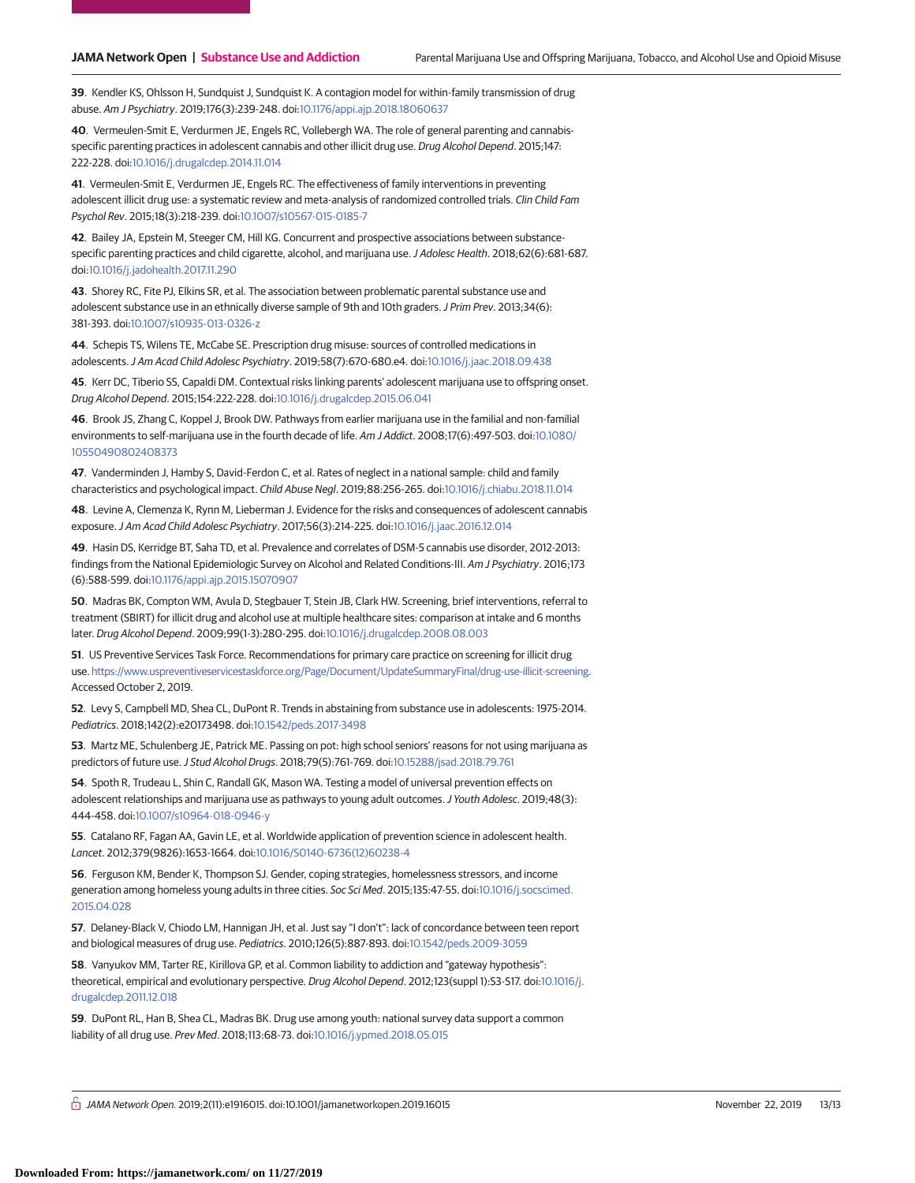**39**. Kendler KS, Ohlsson H, Sundquist J, Sundquist K. A contagion model for within-family transmission of drug abuse. *Am J Psychiatry*. 2019;176(3):239-248. doi:10.1176/appi.ajp.2018.18060637

**40**. Vermeulen-Smit E, Verdurmen JE, Engels RC, Vollebergh WA. The role of general parenting and cannabis-specific parenting practices in adolescent cannabis and other illicit drug use. *Drug Alcohol Depend*. 2015;147:222-228. doi:10.1016/j.drugalcdep.2014.11.014

**41**. Vermeulen-Smit E, Verdurmen JE, Engels RC. The effectiveness of family interventions in preventing adolescent illicit drug use: a systematic review and meta-analysis of randomized controlled trials. *Clin Child Fam Psychol Rev*. 2015;18(3):218-239. doi:10.1007/s10567-015-0185-7

**42**. Bailey JA, Epstein M, Steeger CM, Hill KG. Concurrent and prospective associations between substance-specific parenting practices and child cigarette, alcohol, and marijuana use. *J Adolesc Health*. 2018;62(6):681-687. doi:10.1016/j.jadohealth.2017.11.290

**43**. Shorey RC, Fite PJ, Elkins SR, et al. The association between problematic parental substance use and adolescent substance use in an ethnically diverse sample of 9th and 10th graders. *J Prim Prev*. 2013;34(6):381-393. doi:10.1007/s10935-013-0326-z

**44**. Schepis TS, Wilens TE, McCabe SE. Prescription drug misuse: sources of controlled medications in adolescents. *J Am Acad Child Adolesc Psychiatry*. 2019;58(7):670-680.e4. doi:10.1016/j.jaac.2018.09.438

**45**. Kerr DC, Tiberio SS, Capaldi DM. Contextual risks linking parents' adolescent marijuana use to offspring onset. *Drug Alcohol Depend*. 2015;154:222-228. doi:10.1016/j.drugalcdep.2015.06.041

**46**. Brook JS, Zhang C, Koppel J, Brook DW. Pathways from earlier marijuana use in the familial and non-familial environments to self-marijuana use in the fourth decade of life. *Am J Addict*. 2008;17(6):497-503. doi:10.1080/10550490802408373

**47**. Vanderminden J, Hamby S, David-Ferdon C, et al. Rates of neglect in a national sample: child and family characteristics and psychological impact. *Child Abuse Negl*. 2019;88:256-265. doi:10.1016/j.chiabu.2018.11.014

**48**. Levine A, Clemenza K, Rynn M, Lieberman J. Evidence for the risks and consequences of adolescent cannabis exposure. *J Am Acad Child Adolesc Psychiatry*. 2017;56(3):214-225. doi:10.1016/j.jaac.2016.12.014

**49**. Hasin DS, Kerridge BT, Saha TD, et al. Prevalence and correlates of DSM-5 cannabis use disorder, 2012-2013: findings from the National Epidemiologic Survey on Alcohol and Related Conditions-III. *Am J Psychiatry*. 2016;173(6):588-599. doi:10.1176/appi.ajp.2015.15070907

**50**. Madras BK, Compton WM, Avula D, Stegbauer T, Stein JB, Clark HW. Screening, brief interventions, referral to treatment (SBIRT) for illicit drug and alcohol use at multiple healthcare sites: comparison at intake and 6 months later. *Drug Alcohol Depend*. 2009;99(1-3):280-295. doi:10.1016/j.drugalcdep.2008.08.003

**51**. US Preventive Services Task Force. Recommendations for primary care practice on screening for illicit drug use. https://www.uspreventiveservicestaskforce.org/Page/Document/UpdateSummaryFinal/drug-use-illicit-screening. Accessed October 2, 2019.

**52**. Levy S, Campbell MD, Shea CL, DuPont R. Trends in abstaining from substance use in adolescents: 1975-2014. *Pediatrics*. 2018;142(2):e20173498. doi:10.1542/peds.2017-3498

**53**. Martz ME, Schulenberg JE, Patrick ME. Passing on pot: high school seniors' reasons for not using marijuana as predictors of future use. *J Stud Alcohol Drugs*. 2018;79(5):761-769. doi:10.15288/jsad.2018.79.761

**54**. Spoth R, Trudeau L, Shin C, Randall GK, Mason WA. Testing a model of universal prevention effects on adolescent relationships and marijuana use as pathways to young adult outcomes. *J Youth Adolesc*. 2019;48(3):444-458. doi:10.1007/s10964-018-0946-y

**55**. Catalano RF, Fagan AA, Gavin LE, et al. Worldwide application of prevention science in adolescent health. *Lancet*. 2012;379(9826):1653-1664. doi:10.1016/S0140-6736(12)60238-4

**56**. Ferguson KM, Bender K, Thompson SJ. Gender, coping strategies, homelessness stressors, and income generation among homeless young adults in three cities. *Soc Sci Med*. 2015;135:47-55. doi:10.1016/j.socscimed.2015.04.028

**57**. Delaney-Black V, Chiodo LM, Hannigan JH, et al. Just say "I don't": lack of concordance between teen report and biological measures of drug use. *Pediatrics*. 2010;126(5):887-893. doi:10.1542/peds.2009-3059

**58**. Vanyukov MM, Tarter RE, Kirillova GP, et al. Common liability to addiction and "gateway hypothesis": theoretical, empirical and evolutionary perspective. *Drug Alcohol Depend*. 2012;123(suppl 1):S3-S17. doi:10.1016/j.drugalcdep.2011.12.018

**59**. DuPont RL, Han B, Shea CL, Madras BK. Drug use among youth: national survey data support a common liability of all drug use. *Prev Med*. 2018;113:68-73. doi:10.1016/j.ypmed.2018.05.015